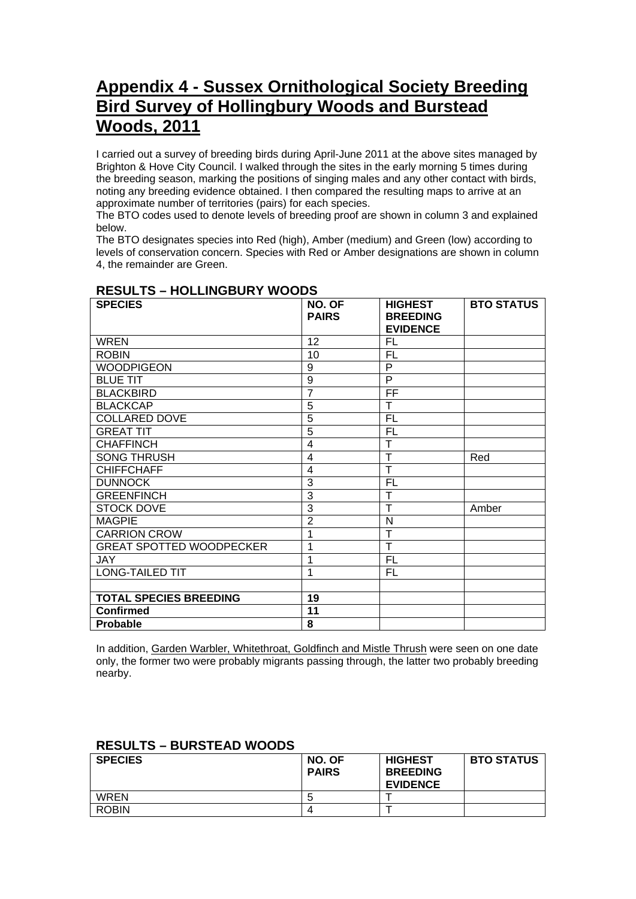# Appendix 4 - Sussex Ornithological Society Breeding Bird Survey of Hollingbury Woods and Burstead Woods, 2011

I carried out a survey of breeding birds during April-June 2011 at the above sites managed by Brighton & Hove City Council. I walked through the sites in the early morning 5 times during the breeding season, marking the positions of singing males and any other contact with birds, noting any breeding evidence obtained. I then compared the resulting maps to arrive at an approximate number of territories (pairs) for each species.

The BTO codes used to denote levels of breeding proof are shown in column 3 and explained below.

The BTO designates species into Red (high), Amber (medium) and Green (low) according to levels of conservation concern. Species with Red or Amber designations are shown in column 4, the remainder are Green.

## RESULTS – HOLLINGBURY WOODS

| SPECIES | NO. OF PAIRS | HIGHEST BREEDING EVIDENCE | BTO STATUS |
|---|---|---|---|
| WREN | 12 | FL | |
| ROBIN | 10 | FL | |
| WOODPIGEON | 9 | P | |
| BLUE TIT | 9 | P | |
| BLACKBIRD | 7 | FF | |
| BLACKCAP | 5 | T | |
| COLLARED DOVE | 5 | FL | |
| GREAT TIT | 5 | FL | |
| CHAFFINCH | 4 | T | |
| SONG THRUSH | 4 | T | Red |
| CHIFFCHAFF | 4 | T | |
| DUNNOCK | 3 | FL | |
| GREENFINCH | 3 | T | |
| STOCK DOVE | 3 | T | Amber |
| MAGPIE | 2 | N | |
| CARRION CROW | 1 | T | |
| GREAT SPOTTED WOODPECKER | 1 | T | |
| JAY | 1 | FL | |
| LONG-TAILED TIT | 1 | FL | |
| | | | |
| **TOTAL SPECIES BREEDING** | **19** | | |
| **Confirmed** | **11** | | |
| **Probable** | **8** | | |

In addition, Garden Warbler, Whitethroat, Goldfinch and Mistle Thrush were seen on one date only, the former two were probably migrants passing through, the latter two probably breeding nearby.

## RESULTS – BURSTEAD WOODS

| SPECIES | NO. OF PAIRS | HIGHEST BREEDING EVIDENCE | BTO STATUS |
|---|---|---|---|
| WREN | 5 | T | |
| ROBIN | 4 | T | |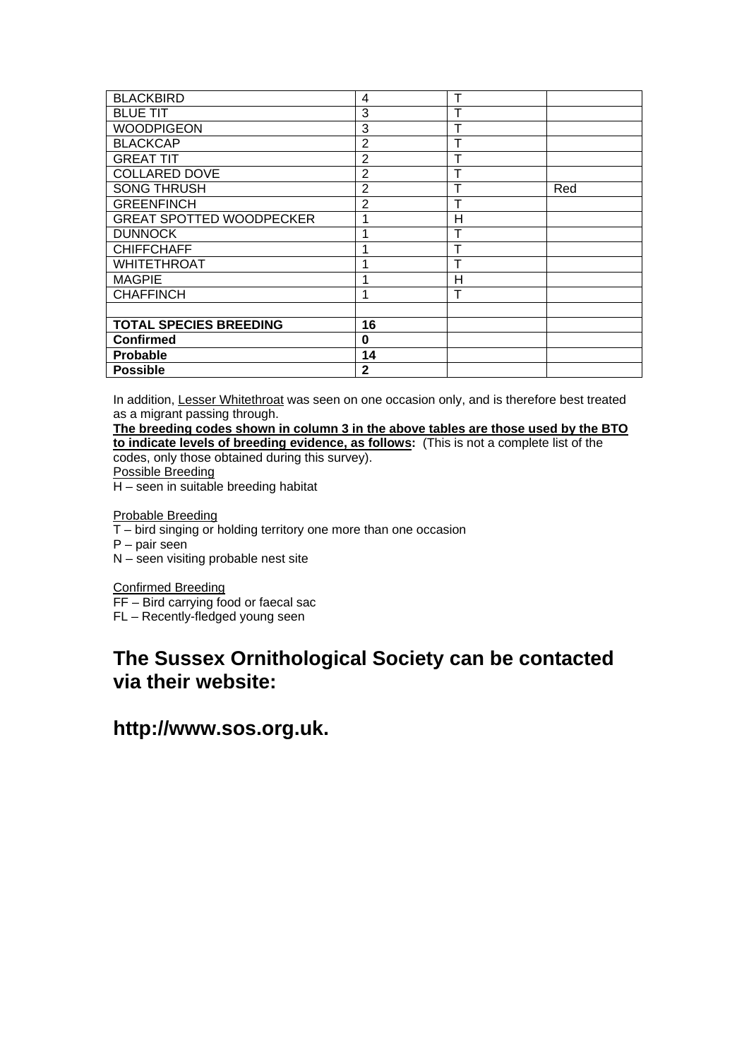| | | | |
|---|---|---|---|
| BLACKBIRD | 4 | T | |
| BLUE TIT | 3 | T | |
| WOODPIGEON | 3 | T | |
| BLACKCAP | 2 | T | |
| GREAT TIT | 2 | T | |
| COLLARED DOVE | 2 | T | |
| SONG THRUSH | 2 | T | Red |
| GREENFINCH | 2 | T | |
| GREAT SPOTTED WOODPECKER | 1 | H | |
| DUNNOCK | 1 | T | |
| CHIFFCHAFF | 1 | T | |
| WHITETHROAT | 1 | T | |
| MAGPIE | 1 | H | |
| CHAFFINCH | 1 | T | |
| | | | |
| **TOTAL SPECIES BREEDING** | **16** | | |
| **Confirmed** | **0** | | |
| **Probable** | **14** | | |
| **Possible** | **2** | | |

In addition, Lesser Whitethroat was seen on one occasion only, and is therefore best treated as a migrant passing through.

**The breeding codes shown in column 3 in the above tables are those used by the BTO to indicate levels of breeding evidence, as follows:** (This is not a complete list of the codes, only those obtained during this survey).

Possible Breeding

H – seen in suitable breeding habitat

Probable Breeding

T – bird singing or holding territory one more than one occasion

P – pair seen

N – seen visiting probable nest site

Confirmed Breeding

FF – Bird carrying food or faecal sac

FL – Recently-fledged young seen

## The Sussex Ornithological Society can be contacted via their website:

## http://www.sos.org.uk.